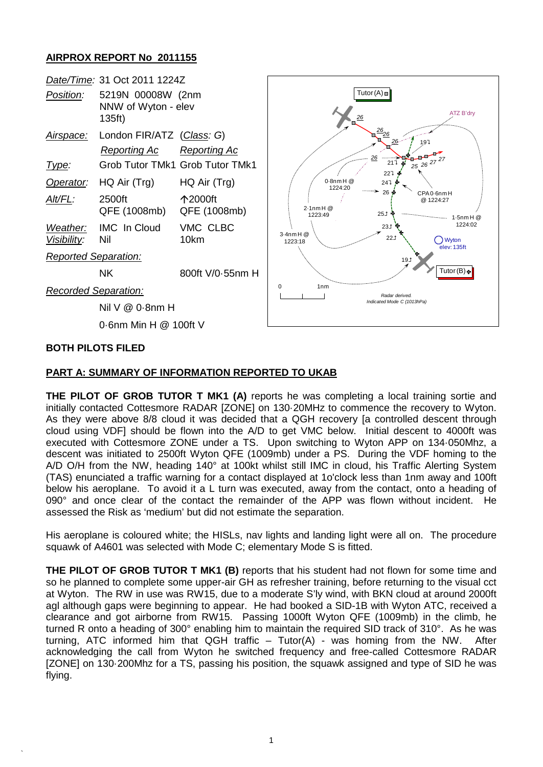## AIRPROX REPORT No 2011155

| | | |
|---|---|---|
| *Date/Time:* | 31 Oct 2011 1224Z | |
| *Position:* | 5219N 00008W (2nm NNW of Wyton - elev 135ft) | |
| *Airspace:* | London FIR/ATZ | (*Class*: G) |
| | *Reporting Ac* | *Reporting Ac* |
| *Type:* | Grob Tutor TMk1 | Grob Tutor TMk1 |
| *Operator:* | HQ Air (Trg) | HQ Air (Trg) |
| *Alt/FL:* | 2500ft QFE (1008mb) | ↑2000ft QFE (1008mb) |
| *Weather:* | IMC In Cloud | VMC CLBC |
| *Visibility:* | Nil | 10km |
| *Reported Separation:* | | |
| | NK | 800ft V/0·55nm H |
| *Recorded Separation:* | | |
| | Nil V @ 0·8nm H | |
| | 0·6nm Min H @ 100ft V | |

**BOTH PILOTS FILED**

**PART A: SUMMARY OF INFORMATION REPORTED TO UKAB**

**THE PILOT OF GROB TUTOR T MK1 (A)** reports he was completing a local training sortie and initially contacted Cottesmore RADAR [ZONE] on 130·20MHz to commence the recovery to Wyton. As they were above 8/8 cloud it was decided that a QGH recovery [a controlled descent through cloud using VDF] should be flown into the A/D to get VMC below. Initial descent to 4000ft was executed with Cottesmore ZONE under a TS. Upon switching to Wyton APP on 134·050Mhz, a descent was initiated to 2500ft Wyton QFE (1009mb) under a PS. During the VDF homing to the A/D O/H from the NW, heading 140° at 100kt whilst still IMC in cloud, his Traffic Alerting System (TAS) enunciated a traffic warning for a contact displayed at 1o'clock less than 1nm away and 100ft below his aeroplane. To avoid it a L turn was executed, away from the contact, onto a heading of 090° and once clear of the contact the remainder of the APP was flown without incident. He assessed the Risk as 'medium' but did not estimate the separation.

His aeroplane is coloured white; the HISLs, nav lights and landing light were all on. The procedure squawk of A4601 was selected with Mode C; elementary Mode S is fitted.

**THE PILOT OF GROB TUTOR T MK1 (B)** reports that his student had not flown for some time and so he planned to complete some upper-air GH as refresher training, before returning to the visual cct at Wyton. The RW in use was RW15, due to a moderate S'ly wind, with BKN cloud at around 2000ft agl although gaps were beginning to appear. He had booked a SID-1B with Wyton ATC, received a clearance and got airborne from RW15. Passing 1000ft Wyton QFE (1009mb) in the climb, he turned R onto a heading of 300° enabling him to maintain the required SID track of 310°. As he was turning, ATC informed him that QGH traffic – Tutor(A) - was homing from the NW. After acknowledging the call from Wyton he switched frequency and free-called Cottesmore RADAR [ZONE] on 130·200Mhz for a TS, passing his position, the squawk assigned and type of SID he was flying.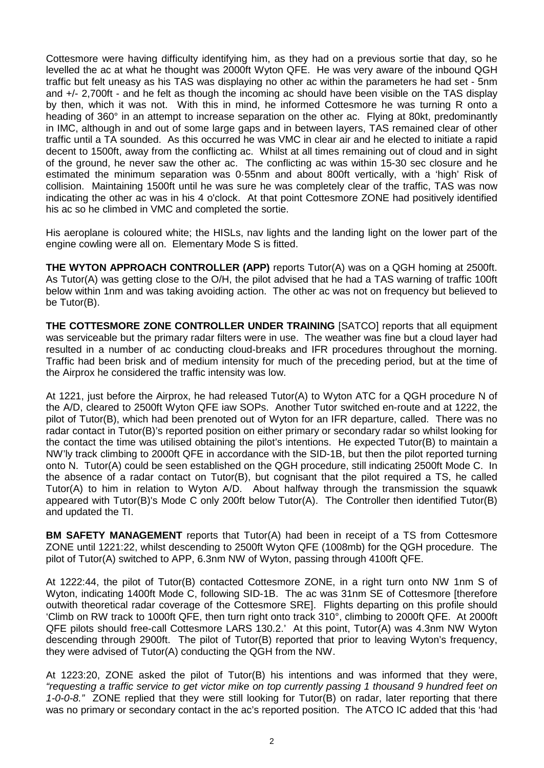Cottesmore were having difficulty identifying him, as they had on a previous sortie that day, so he levelled the ac at what he thought was 2000ft Wyton QFE. He was very aware of the inbound QGH traffic but felt uneasy as his TAS was displaying no other ac within the parameters he had set - 5nm and +/- 2,700ft - and he felt as though the incoming ac should have been visible on the TAS display by then, which it was not. With this in mind, he informed Cottesmore he was turning R onto a heading of 360° in an attempt to increase separation on the other ac. Flying at 80kt, predominantly in IMC, although in and out of some large gaps and in between layers, TAS remained clear of other traffic until a TA sounded. As this occurred he was VMC in clear air and he elected to initiate a rapid decent to 1500ft, away from the conflicting ac. Whilst at all times remaining out of cloud and in sight of the ground, he never saw the other ac. The conflicting ac was within 15-30 sec closure and he estimated the minimum separation was 0·55nm and about 800ft vertically, with a 'high' Risk of collision. Maintaining 1500ft until he was sure he was completely clear of the traffic, TAS was now indicating the other ac was in his 4 o'clock. At that point Cottesmore ZONE had positively identified his ac so he climbed in VMC and completed the sortie.

His aeroplane is coloured white; the HISLs, nav lights and the landing light on the lower part of the engine cowling were all on. Elementary Mode S is fitted.

**THE WYTON APPROACH CONTROLLER (APP)** reports Tutor(A) was on a QGH homing at 2500ft. As Tutor(A) was getting close to the O/H, the pilot advised that he had a TAS warning of traffic 100ft below within 1nm and was taking avoiding action. The other ac was not on frequency but believed to be Tutor(B).

**THE COTTESMORE ZONE CONTROLLER UNDER TRAINING** [SATCO] reports that all equipment was serviceable but the primary radar filters were in use. The weather was fine but a cloud layer had resulted in a number of ac conducting cloud-breaks and IFR procedures throughout the morning. Traffic had been brisk and of medium intensity for much of the preceding period, but at the time of the Airprox he considered the traffic intensity was low.

At 1221, just before the Airprox, he had released Tutor(A) to Wyton ATC for a QGH procedure N of the A/D, cleared to 2500ft Wyton QFE iaw SOPs. Another Tutor switched en-route and at 1222, the pilot of Tutor(B), which had been prenoted out of Wyton for an IFR departure, called. There was no radar contact in Tutor(B)'s reported position on either primary or secondary radar so whilst looking for the contact the time was utilised obtaining the pilot's intentions. He expected Tutor(B) to maintain a NW'ly track climbing to 2000ft QFE in accordance with the SID-1B, but then the pilot reported turning onto N. Tutor(A) could be seen established on the QGH procedure, still indicating 2500ft Mode C. In the absence of a radar contact on Tutor(B), but cognisant that the pilot required a TS, he called Tutor(A) to him in relation to Wyton A/D. About halfway through the transmission the squawk appeared with Tutor(B)'s Mode C only 200ft below Tutor(A). The Controller then identified Tutor(B) and updated the TI.

**BM SAFETY MANAGEMENT** reports that Tutor(A) had been in receipt of a TS from Cottesmore ZONE until 1221:22, whilst descending to 2500ft Wyton QFE (1008mb) for the QGH procedure. The pilot of Tutor(A) switched to APP, 6.3nm NW of Wyton, passing through 4100ft QFE.

At 1222:44, the pilot of Tutor(B) contacted Cottesmore ZONE, in a right turn onto NW 1nm S of Wyton, indicating 1400ft Mode C, following SID-1B. The ac was 31nm SE of Cottesmore [therefore outwith theoretical radar coverage of the Cottesmore SRE]. Flights departing on this profile should 'Climb on RW track to 1000ft QFE, then turn right onto track 310°, climbing to 2000ft QFE. At 2000ft QFE pilots should free-call Cottesmore LARS 130.2.' At this point, Tutor(A) was 4.3nm NW Wyton descending through 2900ft. The pilot of Tutor(B) reported that prior to leaving Wyton's frequency, they were advised of Tutor(A) conducting the QGH from the NW.

At 1223:20, ZONE asked the pilot of Tutor(B) his intentions and was informed that they were, *"requesting a traffic service to get victor mike on top currently passing 1 thousand 9 hundred feet on 1-0-0-8."* ZONE replied that they were still looking for Tutor(B) on radar, later reporting that there was no primary or secondary contact in the ac's reported position. The ATCO IC added that this 'had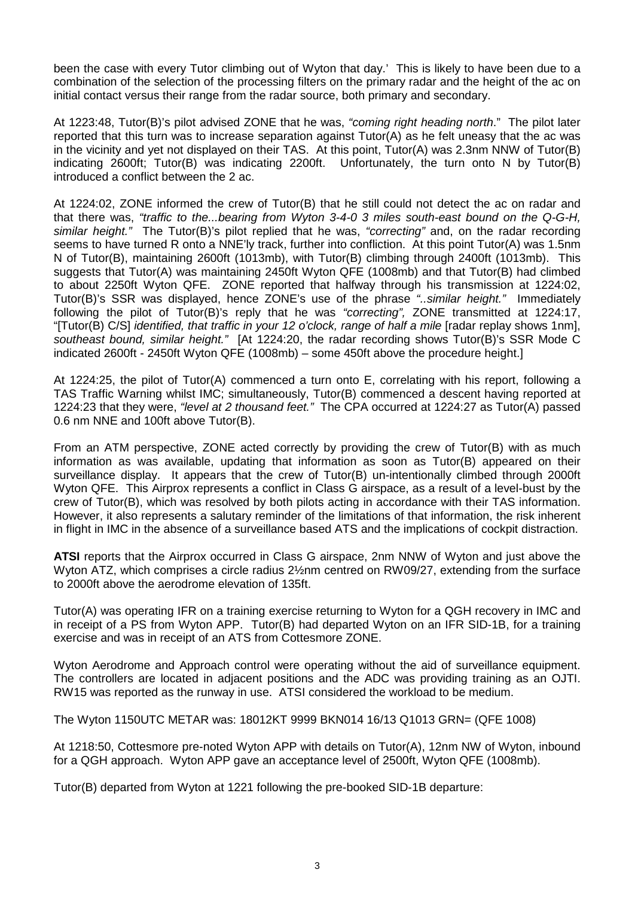been the case with every Tutor climbing out of Wyton that day.' This is likely to have been due to a combination of the selection of the processing filters on the primary radar and the height of the ac on initial contact versus their range from the radar source, both primary and secondary.

At 1223:48, Tutor(B)'s pilot advised ZONE that he was, *"coming right heading north*." The pilot later reported that this turn was to increase separation against Tutor(A) as he felt uneasy that the ac was in the vicinity and yet not displayed on their TAS. At this point, Tutor(A) was 2.3nm NNW of Tutor(B) indicating 2600ft; Tutor(B) was indicating 2200ft. Unfortunately, the turn onto N by Tutor(B) introduced a conflict between the 2 ac.

At 1224:02, ZONE informed the crew of Tutor(B) that he still could not detect the ac on radar and that there was, *"traffic to the...bearing from Wyton 3-4-0 3 miles south-east bound on the Q-G-H, similar height."* The Tutor(B)'s pilot replied that he was, *"correcting"* and, on the radar recording seems to have turned R onto a NNE'ly track, further into confliction. At this point Tutor(A) was 1.5nm N of Tutor(B), maintaining 2600ft (1013mb), with Tutor(B) climbing through 2400ft (1013mb). This suggests that Tutor(A) was maintaining 2450ft Wyton QFE (1008mb) and that Tutor(B) had climbed to about 2250ft Wyton QFE. ZONE reported that halfway through his transmission at 1224:02, Tutor(B)'s SSR was displayed, hence ZONE's use of the phrase *"..similar height."* Immediately following the pilot of Tutor(B)'s reply that he was *"correcting",* ZONE transmitted at 1224:17, "[Tutor(B) C/S] *identified, that traffic in your 12 o'clock, range of half a mile* [radar replay shows 1nm], *southeast bound, similar height."* [At 1224:20, the radar recording shows Tutor(B)'s SSR Mode C indicated 2600ft - 2450ft Wyton QFE (1008mb) – some 450ft above the procedure height.]

At 1224:25, the pilot of Tutor(A) commenced a turn onto E, correlating with his report, following a TAS Traffic Warning whilst IMC; simultaneously, Tutor(B) commenced a descent having reported at 1224:23 that they were, *"level at 2 thousand feet."* The CPA occurred at 1224:27 as Tutor(A) passed 0.6 nm NNE and 100ft above Tutor(B).

From an ATM perspective, ZONE acted correctly by providing the crew of Tutor(B) with as much information as was available, updating that information as soon as Tutor(B) appeared on their surveillance display. It appears that the crew of Tutor(B) un-intentionally climbed through 2000ft Wyton QFE. This Airprox represents a conflict in Class G airspace, as a result of a level-bust by the crew of Tutor(B), which was resolved by both pilots acting in accordance with their TAS information. However, it also represents a salutary reminder of the limitations of that information, the risk inherent in flight in IMC in the absence of a surveillance based ATS and the implications of cockpit distraction.

**ATSI** reports that the Airprox occurred in Class G airspace, 2nm NNW of Wyton and just above the Wyton ATZ, which comprises a circle radius 2½nm centred on RW09/27, extending from the surface to 2000ft above the aerodrome elevation of 135ft.

Tutor(A) was operating IFR on a training exercise returning to Wyton for a QGH recovery in IMC and in receipt of a PS from Wyton APP. Tutor(B) had departed Wyton on an IFR SID-1B, for a training exercise and was in receipt of an ATS from Cottesmore ZONE.

Wyton Aerodrome and Approach control were operating without the aid of surveillance equipment. The controllers are located in adjacent positions and the ADC was providing training as an OJTI. RW15 was reported as the runway in use. ATSI considered the workload to be medium.

The Wyton 1150UTC METAR was: 18012KT 9999 BKN014 16/13 Q1013 GRN= (QFE 1008)

At 1218:50, Cottesmore pre-noted Wyton APP with details on Tutor(A), 12nm NW of Wyton, inbound for a QGH approach. Wyton APP gave an acceptance level of 2500ft, Wyton QFE (1008mb).

Tutor(B) departed from Wyton at 1221 following the pre-booked SID-1B departure: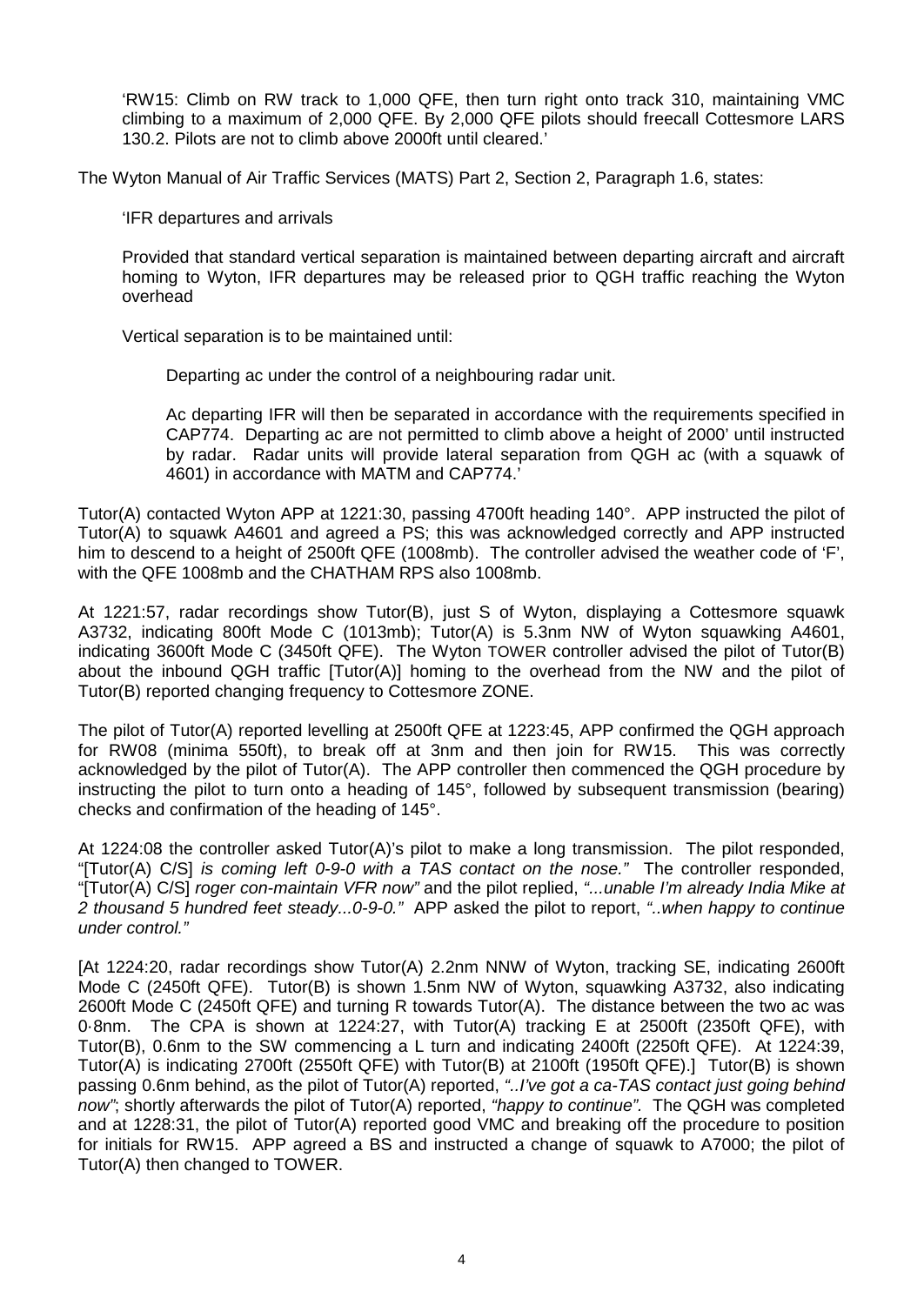'RW15: Climb on RW track to 1,000 QFE, then turn right onto track 310, maintaining VMC climbing to a maximum of 2,000 QFE. By 2,000 QFE pilots should freecall Cottesmore LARS 130.2. Pilots are not to climb above 2000ft until cleared.'

The Wyton Manual of Air Traffic Services (MATS) Part 2, Section 2, Paragraph 1.6, states:

'IFR departures and arrivals

Provided that standard vertical separation is maintained between departing aircraft and aircraft homing to Wyton, IFR departures may be released prior to QGH traffic reaching the Wyton overhead

Vertical separation is to be maintained until:

Departing ac under the control of a neighbouring radar unit.

Ac departing IFR will then be separated in accordance with the requirements specified in CAP774. Departing ac are not permitted to climb above a height of 2000' until instructed by radar. Radar units will provide lateral separation from QGH ac (with a squawk of 4601) in accordance with MATM and CAP774.'

Tutor(A) contacted Wyton APP at 1221:30, passing 4700ft heading 140°. APP instructed the pilot of Tutor(A) to squawk A4601 and agreed a PS; this was acknowledged correctly and APP instructed him to descend to a height of 2500ft QFE (1008mb). The controller advised the weather code of 'F', with the QFE 1008mb and the CHATHAM RPS also 1008mb.

At 1221:57, radar recordings show Tutor(B), just S of Wyton, displaying a Cottesmore squawk A3732, indicating 800ft Mode C (1013mb); Tutor(A) is 5.3nm NW of Wyton squawking A4601, indicating 3600ft Mode C (3450ft QFE). The Wyton TOWER controller advised the pilot of Tutor(B) about the inbound QGH traffic [Tutor(A)] homing to the overhead from the NW and the pilot of Tutor(B) reported changing frequency to Cottesmore ZONE.

The pilot of Tutor(A) reported levelling at 2500ft QFE at 1223:45, APP confirmed the QGH approach for RW08 (minima 550ft), to break off at 3nm and then join for RW15. This was correctly acknowledged by the pilot of Tutor(A). The APP controller then commenced the QGH procedure by instructing the pilot to turn onto a heading of 145°, followed by subsequent transmission (bearing) checks and confirmation of the heading of 145°.

At 1224:08 the controller asked Tutor(A)'s pilot to make a long transmission. The pilot responded, "[Tutor(A) C/S] *is coming left 0-9-0 with a TAS contact on the nose."* The controller responded, "[Tutor(A) C/S] *roger con-maintain VFR now"* and the pilot replied, *"...unable I'm already India Mike at 2 thousand 5 hundred feet steady...0-9-0."* APP asked the pilot to report, *"..when happy to continue under control."*

[At 1224:20, radar recordings show Tutor(A) 2.2nm NNW of Wyton, tracking SE, indicating 2600ft Mode C (2450ft QFE). Tutor(B) is shown 1.5nm NW of Wyton, squawking A3732, also indicating 2600ft Mode C (2450ft QFE) and turning R towards Tutor(A). The distance between the two ac was 0·8nm. The CPA is shown at 1224:27, with Tutor(A) tracking E at 2500ft (2350ft QFE), with Tutor(B), 0.6nm to the SW commencing a L turn and indicating 2400ft (2250ft QFE). At 1224:39, Tutor(A) is indicating 2700ft (2550ft QFE) with Tutor(B) at 2100ft (1950ft QFE).] Tutor(B) is shown passing 0.6nm behind, as the pilot of Tutor(A) reported, *"..I've got a ca-TAS contact just going behind now"*; shortly afterwards the pilot of Tutor(A) reported, *"happy to continue".* The QGH was completed and at 1228:31, the pilot of Tutor(A) reported good VMC and breaking off the procedure to position for initials for RW15. APP agreed a BS and instructed a change of squawk to A7000; the pilot of Tutor(A) then changed to TOWER.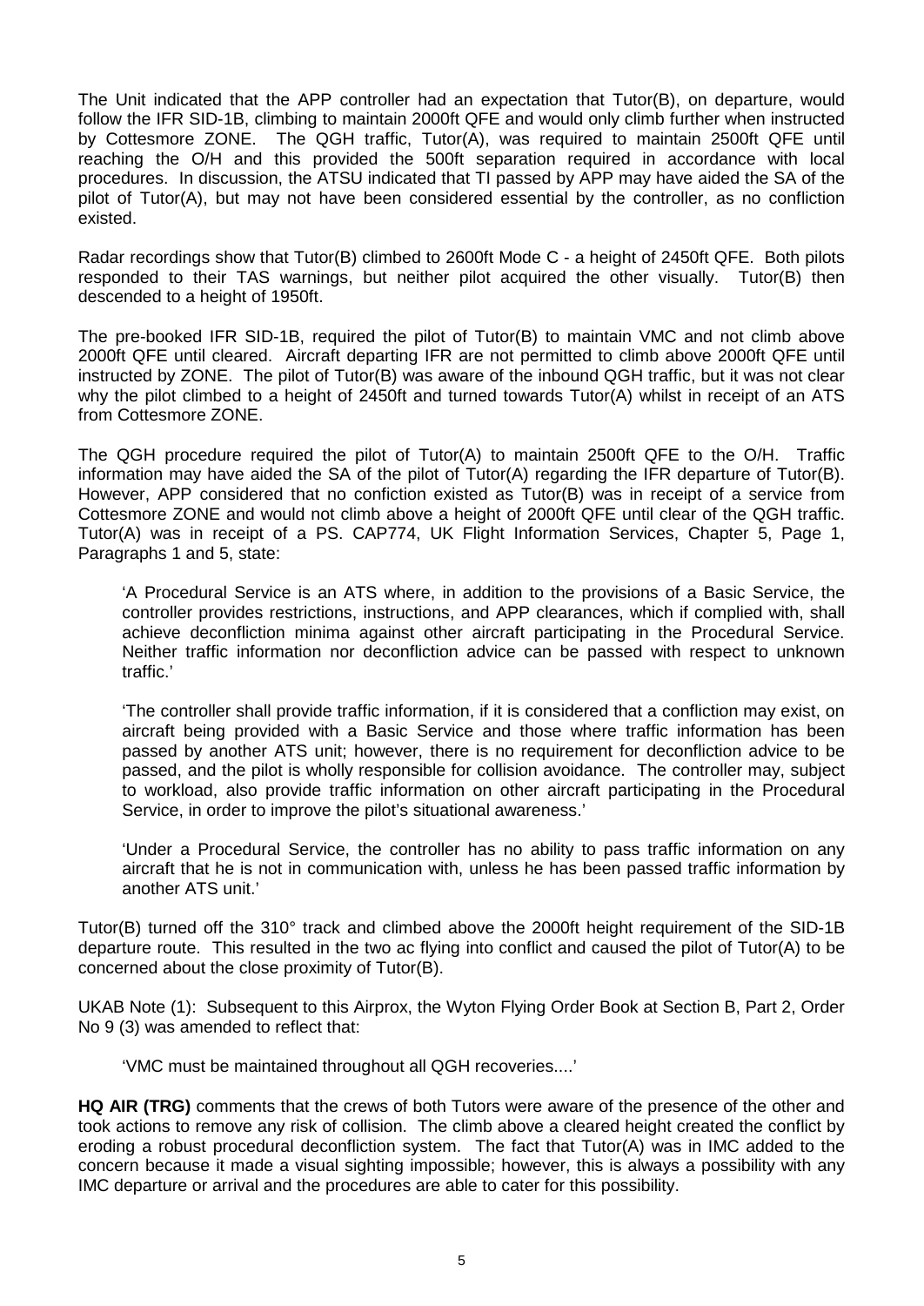The Unit indicated that the APP controller had an expectation that Tutor(B), on departure, would follow the IFR SID-1B, climbing to maintain 2000ft QFE and would only climb further when instructed by Cottesmore ZONE. The QGH traffic, Tutor(A), was required to maintain 2500ft QFE until reaching the O/H and this provided the 500ft separation required in accordance with local procedures. In discussion, the ATSU indicated that TI passed by APP may have aided the SA of the pilot of Tutor(A), but may not have been considered essential by the controller, as no confliction existed.

Radar recordings show that Tutor(B) climbed to 2600ft Mode C - a height of 2450ft QFE. Both pilots responded to their TAS warnings, but neither pilot acquired the other visually. Tutor(B) then descended to a height of 1950ft.

The pre-booked IFR SID-1B, required the pilot of Tutor(B) to maintain VMC and not climb above 2000ft QFE until cleared. Aircraft departing IFR are not permitted to climb above 2000ft QFE until instructed by ZONE. The pilot of Tutor(B) was aware of the inbound QGH traffic, but it was not clear why the pilot climbed to a height of 2450ft and turned towards Tutor(A) whilst in receipt of an ATS from Cottesmore ZONE.

The QGH procedure required the pilot of Tutor(A) to maintain 2500ft QFE to the O/H. Traffic information may have aided the SA of the pilot of Tutor(A) regarding the IFR departure of Tutor(B). However, APP considered that no confliction existed as Tutor(B) was in receipt of a service from Cottesmore ZONE and would not climb above a height of 2000ft QFE until clear of the QGH traffic. Tutor(A) was in receipt of a PS. CAP774, UK Flight Information Services, Chapter 5, Page 1, Paragraphs 1 and 5, state:

> 'A Procedural Service is an ATS where, in addition to the provisions of a Basic Service, the controller provides restrictions, instructions, and APP clearances, which if complied with, shall achieve deconfliction minima against other aircraft participating in the Procedural Service. Neither traffic information nor deconfliction advice can be passed with respect to unknown traffic.'
>
> 'The controller shall provide traffic information, if it is considered that a confliction may exist, on aircraft being provided with a Basic Service and those where traffic information has been passed by another ATS unit; however, there is no requirement for deconfliction advice to be passed, and the pilot is wholly responsible for collision avoidance. The controller may, subject to workload, also provide traffic information on other aircraft participating in the Procedural Service, in order to improve the pilot's situational awareness.'
>
> 'Under a Procedural Service, the controller has no ability to pass traffic information on any aircraft that he is not in communication with, unless he has been passed traffic information by another ATS unit.'

Tutor(B) turned off the 310° track and climbed above the 2000ft height requirement of the SID-1B departure route. This resulted in the two ac flying into conflict and caused the pilot of Tutor(A) to be concerned about the close proximity of Tutor(B).

UKAB Note (1): Subsequent to this Airprox, the Wyton Flying Order Book at Section B, Part 2, Order No 9 (3) was amended to reflect that:

> 'VMC must be maintained throughout all QGH recoveries....'

**HQ AIR (TRG)** comments that the crews of both Tutors were aware of the presence of the other and took actions to remove any risk of collision. The climb above a cleared height created the conflict by eroding a robust procedural deconfliction system. The fact that Tutor(A) was in IMC added to the concern because it made a visual sighting impossible; however, this is always a possibility with any IMC departure or arrival and the procedures are able to cater for this possibility.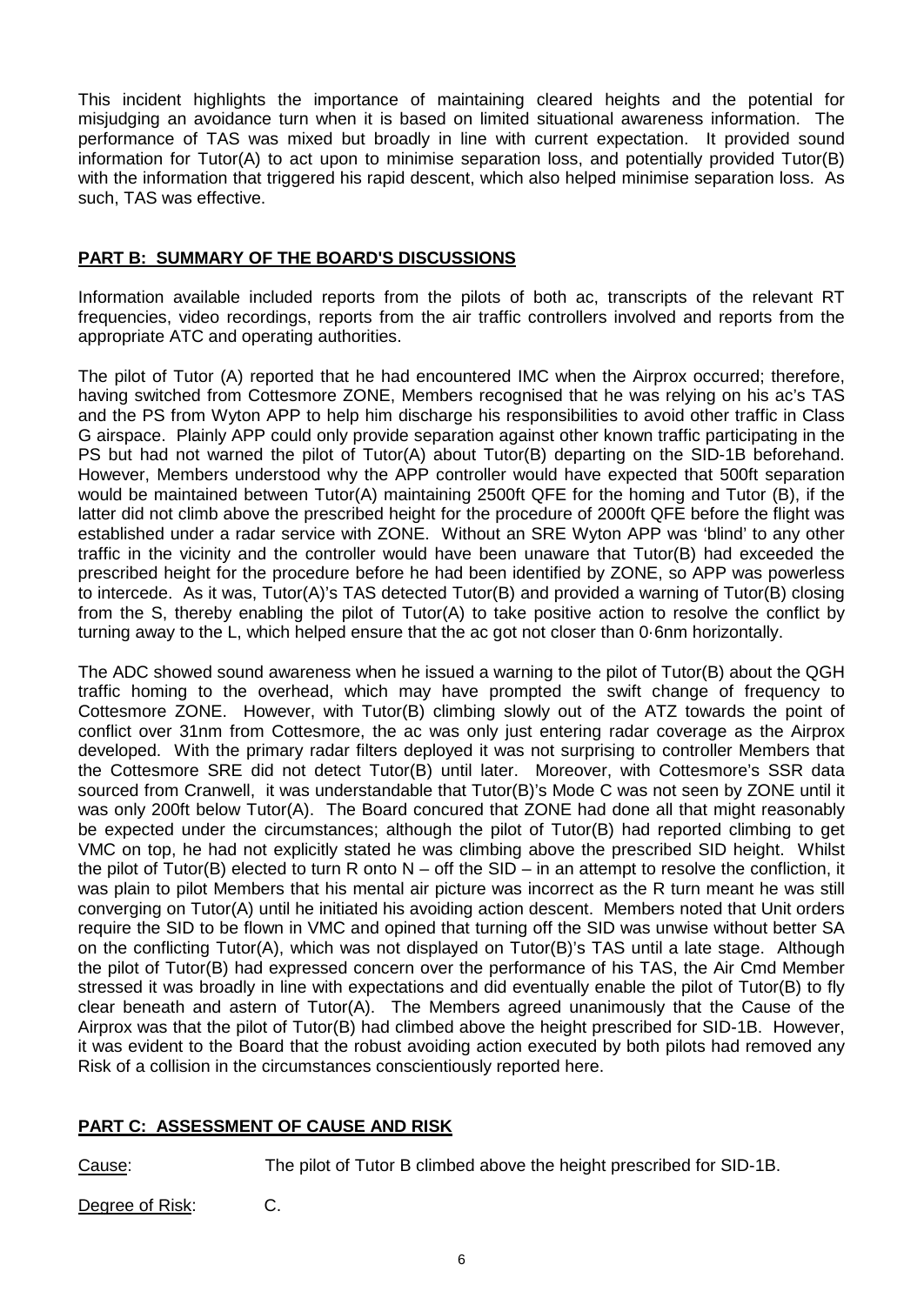This incident highlights the importance of maintaining cleared heights and the potential for misjudging an avoidance turn when it is based on limited situational awareness information. The performance of TAS was mixed but broadly in line with current expectation. It provided sound information for Tutor(A) to act upon to minimise separation loss, and potentially provided Tutor(B) with the information that triggered his rapid descent, which also helped minimise separation loss. As such, TAS was effective.

## PART B: SUMMARY OF THE BOARD'S DISCUSSIONS

Information available included reports from the pilots of both ac, transcripts of the relevant RT frequencies, video recordings, reports from the air traffic controllers involved and reports from the appropriate ATC and operating authorities.

The pilot of Tutor (A) reported that he had encountered IMC when the Airprox occurred; therefore, having switched from Cottesmore ZONE, Members recognised that he was relying on his ac's TAS and the PS from Wyton APP to help him discharge his responsibilities to avoid other traffic in Class G airspace. Plainly APP could only provide separation against other known traffic participating in the PS but had not warned the pilot of Tutor(A) about Tutor(B) departing on the SID-1B beforehand. However, Members understood why the APP controller would have expected that 500ft separation would be maintained between Tutor(A) maintaining 2500ft QFE for the homing and Tutor (B), if the latter did not climb above the prescribed height for the procedure of 2000ft QFE before the flight was established under a radar service with ZONE. Without an SRE Wyton APP was 'blind' to any other traffic in the vicinity and the controller would have been unaware that Tutor(B) had exceeded the prescribed height for the procedure before he had been identified by ZONE, so APP was powerless to intercede. As it was, Tutor(A)'s TAS detected Tutor(B) and provided a warning of Tutor(B) closing from the S, thereby enabling the pilot of Tutor(A) to take positive action to resolve the conflict by turning away to the L, which helped ensure that the ac got not closer than 0·6nm horizontally.

The ADC showed sound awareness when he issued a warning to the pilot of Tutor(B) about the QGH traffic homing to the overhead, which may have prompted the swift change of frequency to Cottesmore ZONE. However, with Tutor(B) climbing slowly out of the ATZ towards the point of conflict over 31nm from Cottesmore, the ac was only just entering radar coverage as the Airprox developed. With the primary radar filters deployed it was not surprising to controller Members that the Cottesmore SRE did not detect Tutor(B) until later. Moreover, with Cottesmore's SSR data sourced from Cranwell, it was understandable that Tutor(B)'s Mode C was not seen by ZONE until it was only 200ft below Tutor(A). The Board concurred that ZONE had done all that might reasonably be expected under the circumstances; although the pilot of Tutor(B) had reported climbing to get VMC on top, he had not explicitly stated he was climbing above the prescribed SID height. Whilst the pilot of Tutor(B) elected to turn R onto N – off the SID – in an attempt to resolve the confliction, it was plain to pilot Members that his mental air picture was incorrect as the R turn meant he was still converging on Tutor(A) until he initiated his avoiding action descent. Members noted that Unit orders require the SID to be flown in VMC and opined that turning off the SID was unwise without better SA on the conflicting Tutor(A), which was not displayed on Tutor(B)'s TAS until a late stage. Although the pilot of Tutor(B) had expressed concern over the performance of his TAS, the Air Cmd Member stressed it was broadly in line with expectations and did eventually enable the pilot of Tutor(B) to fly clear beneath and astern of Tutor(A). The Members agreed unanimously that the Cause of the Airprox was that the pilot of Tutor(B) had climbed above the height prescribed for SID-1B. However, it was evident to the Board that the robust avoiding action executed by both pilots had removed any Risk of a collision in the circumstances conscientiously reported here.

## PART C: ASSESSMENT OF CAUSE AND RISK

Cause: The pilot of Tutor B climbed above the height prescribed for SID-1B.

Degree of Risk: C.